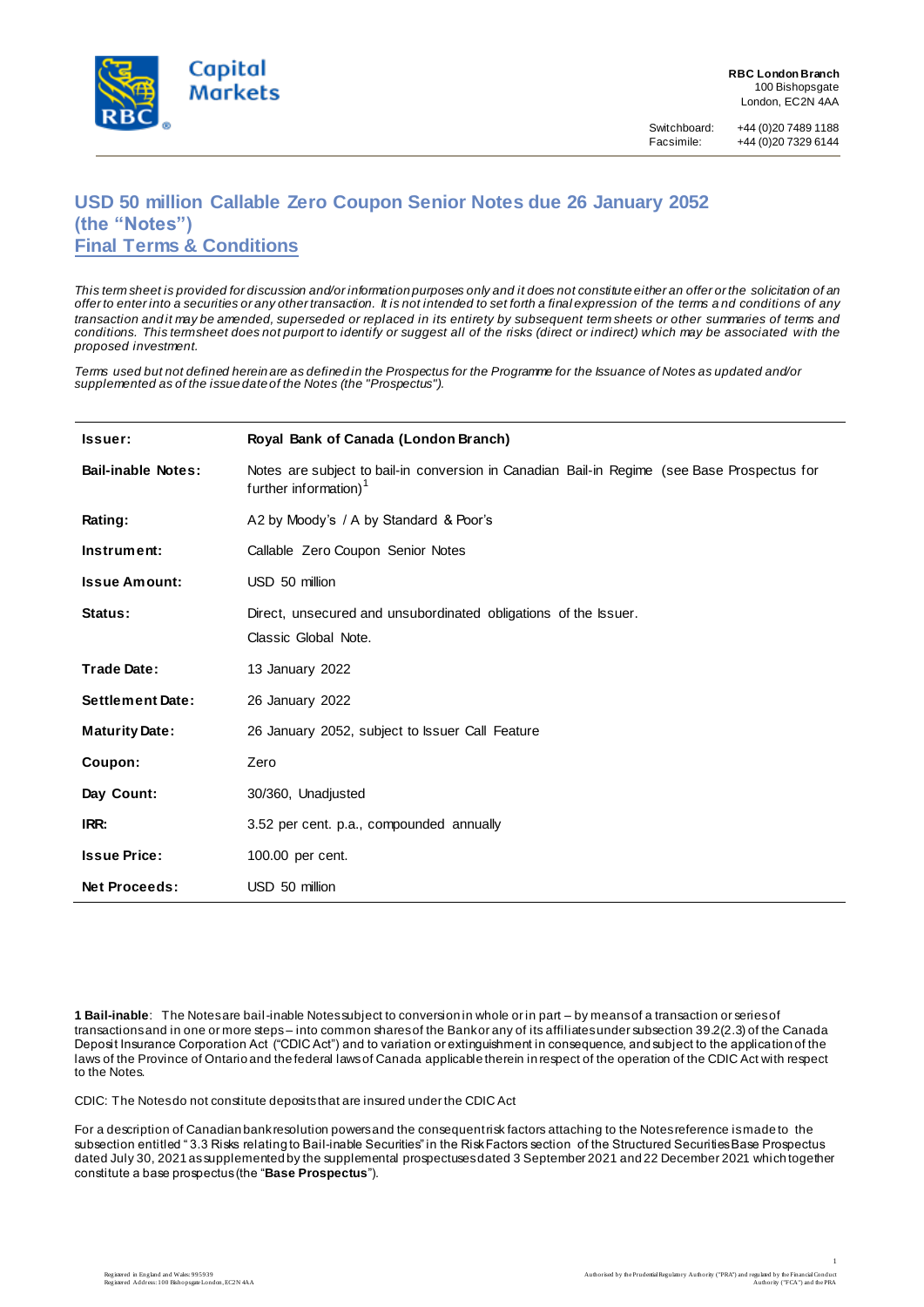RBC London Branch
100 Bishopsgate
London, EC2N 4AA

Switchboard: +44 (0)20 7489 1188
Facsimile: +44 (0)20 7329 6144

# USD 50 million Callable Zero Coupon Senior Notes due 26 January 2052 (the "Notes")

## Final Terms & Conditions

*This term sheet is provided for discussion and/or information purposes only and it does not constitute either an offer or the solicitation of an offer to enter into a securities or any other transaction. It is not intended to set forth a final expression of the terms and conditions of any transaction and it may be amended, superseded or replaced in its entirety by subsequent term sheets or other summaries of terms and conditions. This termsheet does not purport to identify or suggest all of the risks (direct or indirect) which may be associated with the proposed investment.*

*Terms used but not defined herein are as defined in the Prospectus for the Programme for the Issuance of Notes as updated and/or supplemented as of the issue date of the Notes (the "Prospectus").*

| | |
|---|---|
| **Issuer:** | **Royal Bank of Canada (London Branch)** |
| **Bail-inable Notes:** | Notes are subject to bail-in conversion in Canadian Bail-in Regime (see Base Prospectus for further information)[1] |
| **Rating:** | A2 by Moody's / A by Standard & Poor's |
| **Instrument:** | Callable Zero Coupon Senior Notes |
| **Issue Amount:** | USD 50 million |
| **Status:** | Direct, unsecured and unsubordinated obligations of the Issuer.<br>Classic Global Note. |
| **Trade Date:** | 13 January 2022 |
| **Settlement Date:** | 26 January 2022 |
| **Maturity Date:** | 26 January 2052, subject to Issuer Call Feature |
| **Coupon:** | Zero |
| **Day Count:** | 30/360, Unadjusted |
| **IRR:** | 3.52 per cent. p.a., compounded annually |
| **Issue Price:** | 100.00 per cent. |
| **Net Proceeds:** | USD 50 million |

**1 Bail-inable**: The Notes are bail-inable Notes subject to conversion in whole or in part – by means of a transaction or series of transactions and in one or more steps – into common shares of the Bank or any of its affiliates under subsection 39.2(2.3) of the Canada Deposit Insurance Corporation Act ("CDIC Act") and to variation or extinguishment in consequence, and subject to the application of the laws of the Province of Ontario and the federal laws of Canada applicable therein in respect of the operation of the CDIC Act with respect to the Notes.

CDIC: The Notes do not constitute deposits that are insured under the CDIC Act

For a description of Canadian bank resolution powers and the consequent risk factors attaching to the Notes reference is made to the subsection entitled "3.3 Risks relating to Bail-inable Securities" in the Risk Factors section of the Structured Securities Base Prospectus dated July 30, 2021 as supplemented by the supplemental prospectuses dated 3 September 2021 and 22 December 2021 which together constitute a base prospectus (the "**Base Prospectus**").

Registered in England and Wales: 995939
Registered Address: 100 Bishopsgate London, EC2N 4AA

Authorised by the Prudential Regulatory Authority ("PRA") and regulated by the Financial Conduct Authority ("FCA") and the PRA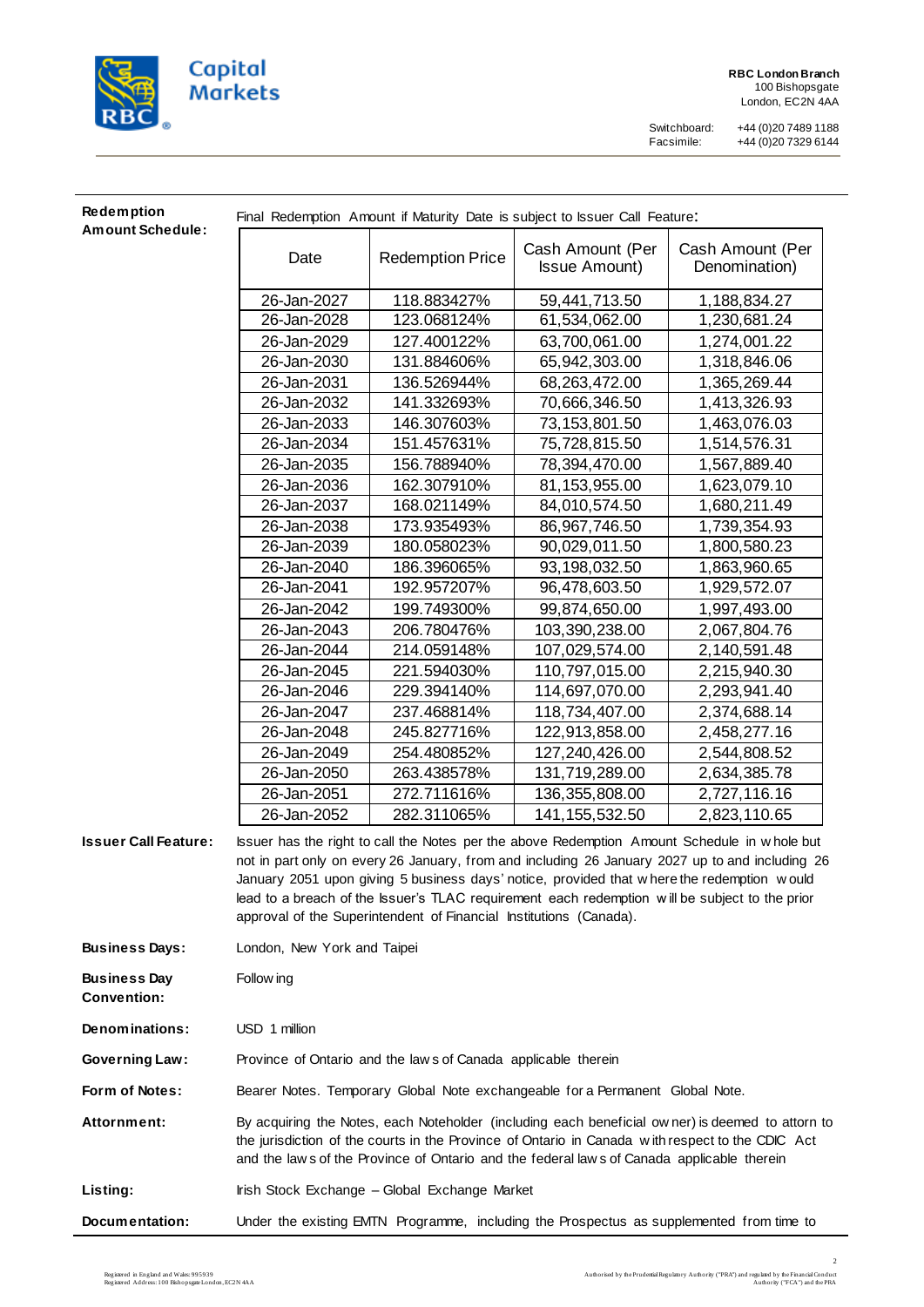**Redemption Amount Schedule:**

Final Redemption Amount if Maturity Date is subject to Issuer Call Feature:

| Date | Redemption Price | Cash Amount (Per Issue Amount) | Cash Amount (Per Denomination) |
|---|---|---|---|
| 26-Jan-2027 | 118.883427% | 59,441,713.50 | 1,188,834.27 |
| 26-Jan-2028 | 123.068124% | 61,534,062.00 | 1,230,681.24 |
| 26-Jan-2029 | 127.400122% | 63,700,061.00 | 1,274,001.22 |
| 26-Jan-2030 | 131.884606% | 65,942,303.00 | 1,318,846.06 |
| 26-Jan-2031 | 136.526944% | 68,263,472.00 | 1,365,269.44 |
| 26-Jan-2032 | 141.332693% | 70,666,346.50 | 1,413,326.93 |
| 26-Jan-2033 | 146.307603% | 73,153,801.50 | 1,463,076.03 |
| 26-Jan-2034 | 151.457631% | 75,728,815.50 | 1,514,576.31 |
| 26-Jan-2035 | 156.788940% | 78,394,470.00 | 1,567,889.40 |
| 26-Jan-2036 | 162.307910% | 81,153,955.00 | 1,623,079.10 |
| 26-Jan-2037 | 168.021149% | 84,010,574.50 | 1,680,211.49 |
| 26-Jan-2038 | 173.935493% | 86,967,746.50 | 1,739,354.93 |
| 26-Jan-2039 | 180.058023% | 90,029,011.50 | 1,800,580.23 |
| 26-Jan-2040 | 186.396065% | 93,198,032.50 | 1,863,960.65 |
| 26-Jan-2041 | 192.957207% | 96,478,603.50 | 1,929,572.07 |
| 26-Jan-2042 | 199.749300% | 99,874,650.00 | 1,997,493.00 |
| 26-Jan-2043 | 206.780476% | 103,390,238.00 | 2,067,804.76 |
| 26-Jan-2044 | 214.059148% | 107,029,574.00 | 2,140,591.48 |
| 26-Jan-2045 | 221.594030% | 110,797,015.00 | 2,215,940.30 |
| 26-Jan-2046 | 229.394140% | 114,697,070.00 | 2,293,941.40 |
| 26-Jan-2047 | 237.468814% | 118,734,407.00 | 2,374,688.14 |
| 26-Jan-2048 | 245.827716% | 122,913,858.00 | 2,458,277.16 |
| 26-Jan-2049 | 254.480852% | 127,240,426.00 | 2,544,808.52 |
| 26-Jan-2050 | 263.438578% | 131,719,289.00 | 2,634,385.78 |
| 26-Jan-2051 | 272.711616% | 136,355,808.00 | 2,727,116.16 |
| 26-Jan-2052 | 282.311065% | 141,155,532.50 | 2,823,110.65 |

**Issuer Call Feature:** Issuer has the right to call the Notes per the above Redemption Amount Schedule in whole but not in part only on every 26 January, from and including 26 January 2027 up to and including 26 January 2051 upon giving 5 business days' notice, provided that where the redemption would lead to a breach of the Issuer's TLAC requirement each redemption will be subject to the prior approval of the Superintendent of Financial Institutions (Canada).

**Business Days:** London, New York and Taipei

**Business Day Convention:** Following

**Denominations:** USD 1 million

**Governing Law:** Province of Ontario and the laws of Canada applicable therein

**Form of Notes:** Bearer Notes. Temporary Global Note exchangeable for a Permanent Global Note.

**Attornment:** By acquiring the Notes, each Noteholder (including each beneficial owner) is deemed to attorn to the jurisdiction of the courts in the Province of Ontario in Canada with respect to the CDIC Act and the laws of the Province of Ontario and the federal laws of Canada applicable therein

**Listing:** Irish Stock Exchange – Global Exchange Market

**Documentation:** Under the existing EMTN Programme, including the Prospectus as supplemented from time to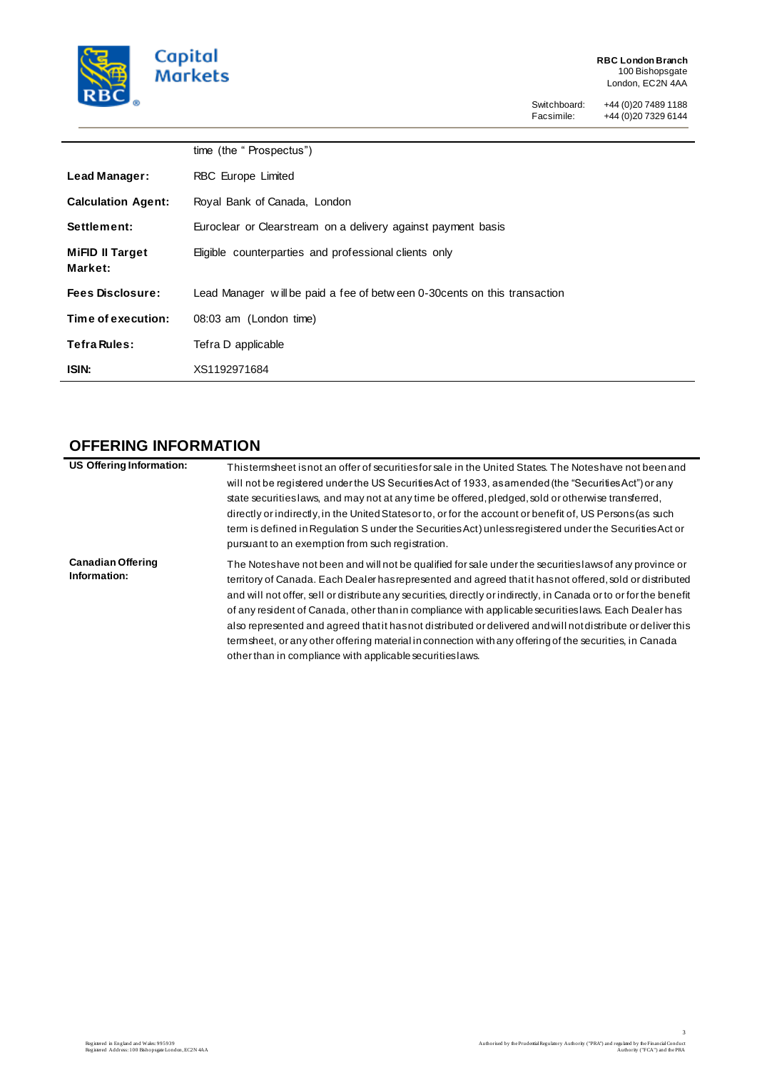| | |
|---|---|
| | time (the " Prospectus") |
| **Lead Manager:** | RBC Europe Limited |
| **Calculation Agent:** | Royal Bank of Canada, London |
| **Settlement:** | Euroclear or Clearstream on a delivery against payment basis |
| **MiFID II Target Market:** | Eligible counterparties and professional clients only |
| **Fees Disclosure:** | Lead Manager will be paid a fee of between 0-30cents on this transaction |
| **Time of execution:** | 08:03 am (London time) |
| **Tefra Rules:** | Tefra D applicable |
| **ISIN:** | XS1192971684 |

## OFFERING INFORMATION

| | |
|---|---|
| **US Offering Information:** | This termsheet is not an offer of securities for sale in the United States. The Notes have not been and will not be registered under the US Securities Act of 1933, as amended (the "Securities Act") or any state securities laws, and may not at any time be offered, pledged, sold or otherwise transferred, directly or indirectly, in the United States or to, or for the account or benefit of, US Persons (as such term is defined in Regulation S under the Securities Act) unless registered under the Securities Act or pursuant to an exemption from such registration. |
| **Canadian Offering Information:** | The Notes have not been and will not be qualified for sale under the securities laws of any province or territory of Canada. Each Dealer has represented and agreed that it has not offered, sold or distributed and will not offer, sell or distribute any securities, directly or indirectly, in Canada or to or for the benefit of any resident of Canada, other than in compliance with applicable securities laws. Each Dealer has also represented and agreed that it has not distributed or delivered and will not distribute or deliver this termsheet, or any other offering material in connection with any offering of the securities, in Canada other than in compliance with applicable securities laws. |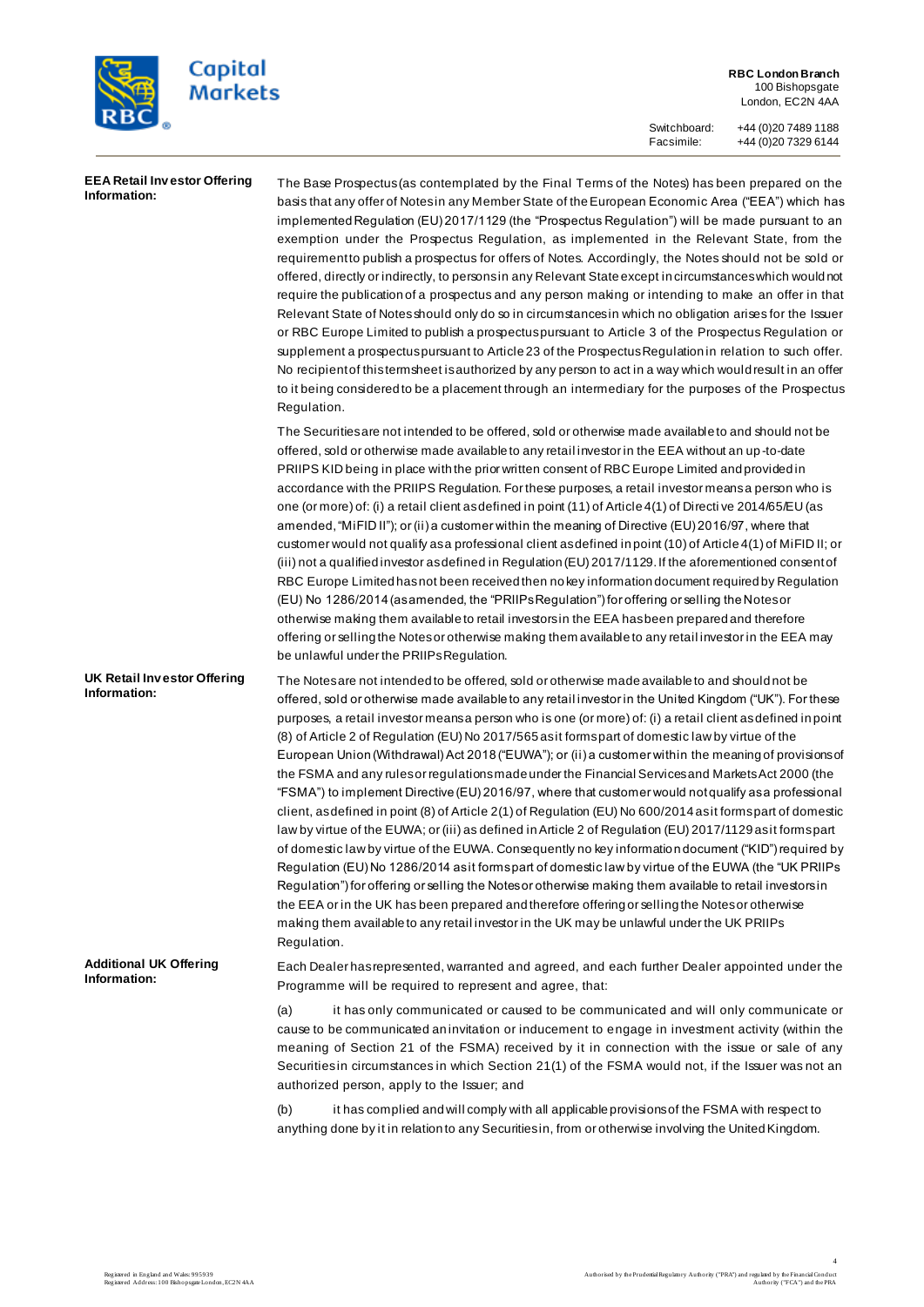**EEA Retail Investor Offering Information:**

The Base Prospectus (as contemplated by the Final Terms of the Notes) has been prepared on the basis that any offer of Notes in any Member State of the European Economic Area ("EEA") which has implemented Regulation (EU) 2017/1129 (the "Prospectus Regulation") will be made pursuant to an exemption under the Prospectus Regulation, as implemented in the Relevant State, from the requirement to publish a prospectus for offers of Notes. Accordingly, the Notes should not be sold or offered, directly or indirectly, to persons in any Relevant State except in circumstances which would not require the publication of a prospectus and any person making or intending to make an offer in that Relevant State of Notes should only do so in circumstances in which no obligation arises for the Issuer or RBC Europe Limited to publish a prospectus pursuant to Article 3 of the Prospectus Regulation or supplement a prospectus pursuant to Article 23 of the Prospectus Regulation in relation to such offer. No recipient of this termsheet is authorized by any person to act in a way which would result in an offer to it being considered to be a placement through an intermediary for the purposes of the Prospectus Regulation.

The Securities are not intended to be offered, sold or otherwise made available to and should not be offered, sold or otherwise made available to any retail investor in the EEA without an up-to-date PRIIPS KID being in place with the prior written consent of RBC Europe Limited and provided in accordance with the PRIIPS Regulation. For these purposes, a retail investor means a person who is one (or more) of: (i) a retail client as defined in point (11) of Article 4(1) of Directive 2014/65/EU (as amended, "MiFID II"); or (ii) a customer within the meaning of Directive (EU) 2016/97, where that customer would not qualify as a professional client as defined in point (10) of Article 4(1) of MiFID II; or (iii) not a qualified investor as defined in Regulation (EU) 2017/1129. If the aforementioned consent of RBC Europe Limited has not been received then no key information document required by Regulation (EU) No 1286/2014 (as amended, the "PRIIPs Regulation") for offering or selling the Notes or otherwise making them available to retail investors in the EEA has been prepared and therefore offering or selling the Notes or otherwise making them available to any retail investor in the EEA may be unlawful under the PRIIPs Regulation.

**UK Retail Investor Offering Information:**

The Notes are not intended to be offered, sold or otherwise made available to and should not be offered, sold or otherwise made available to any retail investor in the United Kingdom ("UK"). For these purposes, a retail investor means a person who is one (or more) of: (i) a retail client as defined in point (8) of Article 2 of Regulation (EU) No 2017/565 as it forms part of domestic law by virtue of the European Union (Withdrawal) Act 2018 ("EUWA"); or (ii) a customer within the meaning of provisions of the FSMA and any rules or regulations made under the Financial Services and Markets Act 2000 (the "FSMA") to implement Directive (EU) 2016/97, where that customer would not qualify as a professional client, as defined in point (8) of Article 2(1) of Regulation (EU) No 600/2014 as it forms part of domestic law by virtue of the EUWA; or (iii) as defined in Article 2 of Regulation (EU) 2017/1129 as it forms part of domestic law by virtue of the EUWA. Consequently no key information document ("KID") required by Regulation (EU) No 1286/2014 as it forms part of domestic law by virtue of the EUWA (the "UK PRIIPs Regulation") for offering or selling the Notes or otherwise making them available to retail investors in the EEA or in the UK has been prepared and therefore offering or selling the Notes or otherwise making them available to any retail investor in the UK may be unlawful under the UK PRIIPs Regulation.

**Additional UK Offering Information:**

Each Dealer has represented, warranted and agreed, and each further Dealer appointed under the Programme will be required to represent and agree, that:

(a) it has only communicated or caused to be communicated and will only communicate or cause to be communicated an invitation or inducement to engage in investment activity (within the meaning of Section 21 of the FSMA) received by it in connection with the issue or sale of any Securities in circumstances in which Section 21(1) of the FSMA would not, if the Issuer was not an authorized person, apply to the Issuer; and

(b) it has complied and will comply with all applicable provisions of the FSMA with respect to anything done by it in relation to any Securities in, from or otherwise involving the United Kingdom.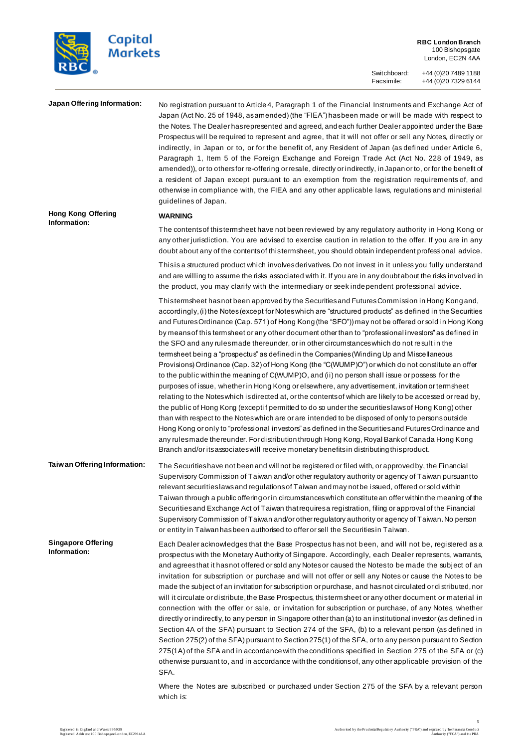**Japan Offering Information:**

No registration pursuant to Article 4, Paragraph 1 of the Financial Instruments and Exchange Act of Japan (Act No. 25 of 1948, as amended) (the "FIEA") has been made or will be made with respect to the Notes. The Dealer has represented and agreed, and each further Dealer appointed under the Base Prospectus will be required to represent and agree, that it will not offer or sell any Notes, directly or indirectly, in Japan or to, or for the benefit of, any Resident of Japan (as defined under Article 6, Paragraph 1, Item 5 of the Foreign Exchange and Foreign Trade Act (Act No. 228 of 1949, as amended)), or to others for re-offering or resale, directly or indirectly, in Japan or to, or for the benefit of, a resident of Japan except pursuant to an exemption from the registration requirements of, and otherwise in compliance with, the FIEA and any other applicable laws, regulations and ministerial guidelines of Japan.

**Hong Kong Offering Information:**

**WARNING**

The contents of this termsheet have not been reviewed by any regulatory authority in Hong Kong or any other jurisdiction. You are advised to exercise caution in relation to the offer. If you are in any doubt about any of the contents of this termsheet, you should obtain independent professional advice.

This is a structured product which involves derivatives. Do not invest in it unless you fully understand and are willing to assume the risks associated with it. If you are in any doubt about the risks involved in the product, you may clarify with the intermediary or seek independent professional advice.

This termsheet has not been approved by the Securities and Futures Commission in Hong Kong and, accordingly, (i) the Notes (except for Notes which are "structured products" as defined in the Securities and Futures Ordinance (Cap. 571) of Hong Kong (the "SFO")) may not be offered or sold in Hong Kong by means of this termsheet or any other document other than to "professional investors" as defined in the SFO and any rules made thereunder, or in other circumstances which do not result in the termsheet being a "prospectus" as defined in the Companies (Winding Up and Miscellaneous Provisions) Ordinance (Cap. 32) of Hong Kong (the "C(WUMP)O") or which do not constitute an offer to the public within the meaning of C(WUMP)O, and (ii) no person shall issue or possess for the purposes of issue, whether in Hong Kong or elsewhere, any advertisement, invitation or termsheet relating to the Notes which is directed at, or the contents of which are likely to be accessed or read by, the public of Hong Kong (except if permitted to do so under the securities laws of Hong Kong) other than with respect to the Notes which are or are intended to be disposed of only to persons outside Hong Kong or only to "professional investors" as defined in the Securities and Futures Ordinance and any rules made thereunder. For distribution through Hong Kong, Royal Bank of Canada Hong Kong Branch and/or its associates will receive monetary benefits in distributing this product.

**Taiwan Offering Information:**

The Securities have not been and will not be registered or filed with, or approved by, the Financial Supervisory Commission of Taiwan and/or other regulatory authority or agency of Taiwan pursuant to relevant securities laws and regulations of Taiwan and may not be issued, offered or sold within Taiwan through a public offering or in circumstances which constitute an offer within the meaning of the Securities and Exchange Act of Taiwan that requires a registration, filing or approval of the Financial Supervisory Commission of Taiwan and/or other regulatory authority or agency of Taiwan. No person or entity in Taiwan has been authorised to offer or sell the Securities in Taiwan.

**Singapore Offering Information:**

Each Dealer acknowledges that the Base Prospectus has not been, and will not be, registered as a prospectus with the Monetary Authority of Singapore. Accordingly, each Dealer represents, warrants, and agrees that it has not offered or sold any Notes or caused the Notes to be made the subject of an invitation for subscription or purchase and will not offer or sell any Notes or cause the Notes to be made the subject of an invitation for subscription or purchase, and has not circulated or distributed, nor will it circulate or distribute, the Base Prospectus, this term sheet or any other document or material in connection with the offer or sale, or invitation for subscription or purchase, of any Notes, whether directly or indirectly, to any person in Singapore other than (a) to an institutional investor (as defined in Section 4A of the SFA) pursuant to Section 274 of the SFA, (b) to a relevant person (as defined in Section 275(2) of the SFA) pursuant to Section 275(1) of the SFA, or to any person pursuant to Section 275(1A) of the SFA and in accordance with the conditions specified in Section 275 of the SFA or (c) otherwise pursuant to, and in accordance with the conditions of, any other applicable provision of the SFA.

Where the Notes are subscribed or purchased under Section 275 of the SFA by a relevant person which is: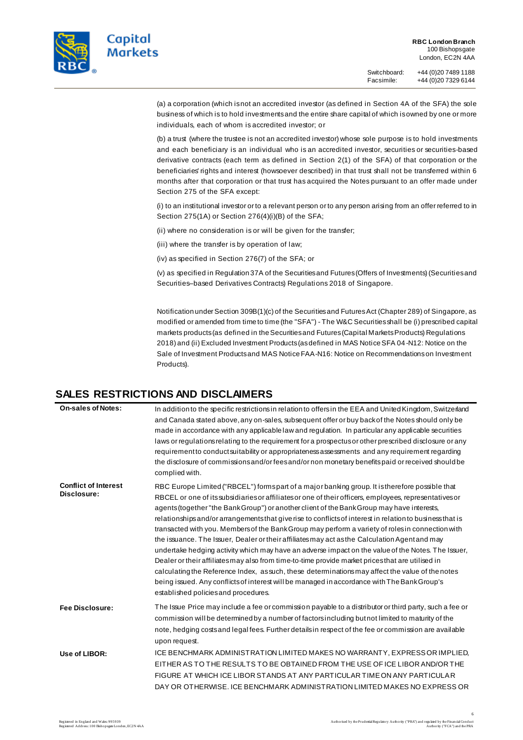(a) a corporation (which is not an accredited investor (as defined in Section 4A of the SFA) the sole business of which is to hold investments and the entire share capital of which is owned by one or more individuals, each of whom is accredited investor; or

(b) a trust (where the trustee is not an accredited investor) whose sole purpose is to hold investments and each beneficiary is an individual who is an accredited investor, securities or securities-based derivative contracts (each term as defined in Section 2(1) of the SFA) of that corporation or the beneficiaries' rights and interest (howsoever described) in that trust shall not be transferred within 6 months after that corporation or that trust has acquired the Notes pursuant to an offer made under Section 275 of the SFA except:

(i) to an institutional investor or to a relevant person or to any person arising from an offer referred to in Section 275(1A) or Section 276(4)(i)(B) of the SFA;

(ii) where no consideration is or will be given for the transfer;

(iii) where the transfer is by operation of law;

(iv) as specified in Section 276(7) of the SFA; or

(v) as specified in Regulation 37A of the Securities and Futures (Offers of Investments) (Securities and Securities–based Derivatives Contracts) Regulations 2018 of Singapore.

Notification under Section 309B(1)(c) of the Securities and Futures Act (Chapter 289) of Singapore, as modified or amended from time to time (the "SFA") - The W&C Securities shall be (i) prescribed capital markets products (as defined in the Securities and Futures (Capital Markets Products) Regulations 2018) and (ii) Excluded Investment Products (as defined in MAS Notice SFA 04-N12: Notice on the Sale of Investment Products and MAS Notice FAA-N16: Notice on Recommendations on Investment Products).

## SALES RESTRICTIONS AND DISCLAIMERS

| | |
|---|---|
| **On-sales of Notes:** | In addition to the specific restrictions in relation to offers in the EEA and United Kingdom, Switzerland and Canada stated above, any on-sales, subsequent offer or buy back of the Notes should only be made in accordance with any applicable law and regulation. In particular any applicable securities laws or regulations relating to the requirement for a prospectus or other prescribed disclosure or any requirement to conduct suitability or appropriateness assessments and any requirement regarding the disclosure of commissions and/or fees and/or non monetary benefits paid or received should be complied with. |
| **Conflict of Interest Disclosure:** | RBC Europe Limited ("RBCEL") forms part of a major banking group. It is therefore possible that RBCEL or one of its subsidiaries or affiliates or one of their officers, employees, representatives or agents (together "the Bank Group") or another client of the Bank Group may have interests, relationships and/or arrangements that give rise to conflicts of interest in relation to business that is transacted with you. Members of the Bank Group may perform a variety of roles in connection with the issuance. The Issuer, Dealer or their affiliates may act as the Calculation Agent and may undertake hedging activity which may have an adverse impact on the value of the Notes. The Issuer, Dealer or their affiliates may also from time-to-time provide market prices that are utilised in calculating the Reference Index, as such, these determinations may affect the value of the notes being issued. Any conflicts of interest will be managed in accordance with The Bank Group's established policies and procedures. |
| **Fee Disclosure:** | The Issue Price may include a fee or commission payable to a distributor or third party, such a fee or commission will be determined by a number of factors including but not limited to maturity of the note, hedging costs and legal fees. Further details in respect of the fee or commission are available upon request. |
| **Use of LIBOR:** | ICE BENCHMARK ADMINISTRATION LIMITED MAKES NO WARRANTY, EXPRESS OR IMPLIED, EITHER AS TO THE RESULTS TO BE OBTAINED FROM THE USE OF ICE LIBOR AND/OR THE FIGURE AT WHICH ICE LIBOR STANDS AT ANY PARTICULAR TIME ON ANY PARTICULAR DAY OR OTHERWISE. ICE BENCHMARK ADMINISTRATION LIMITED MAKES NO EXPRESS OR |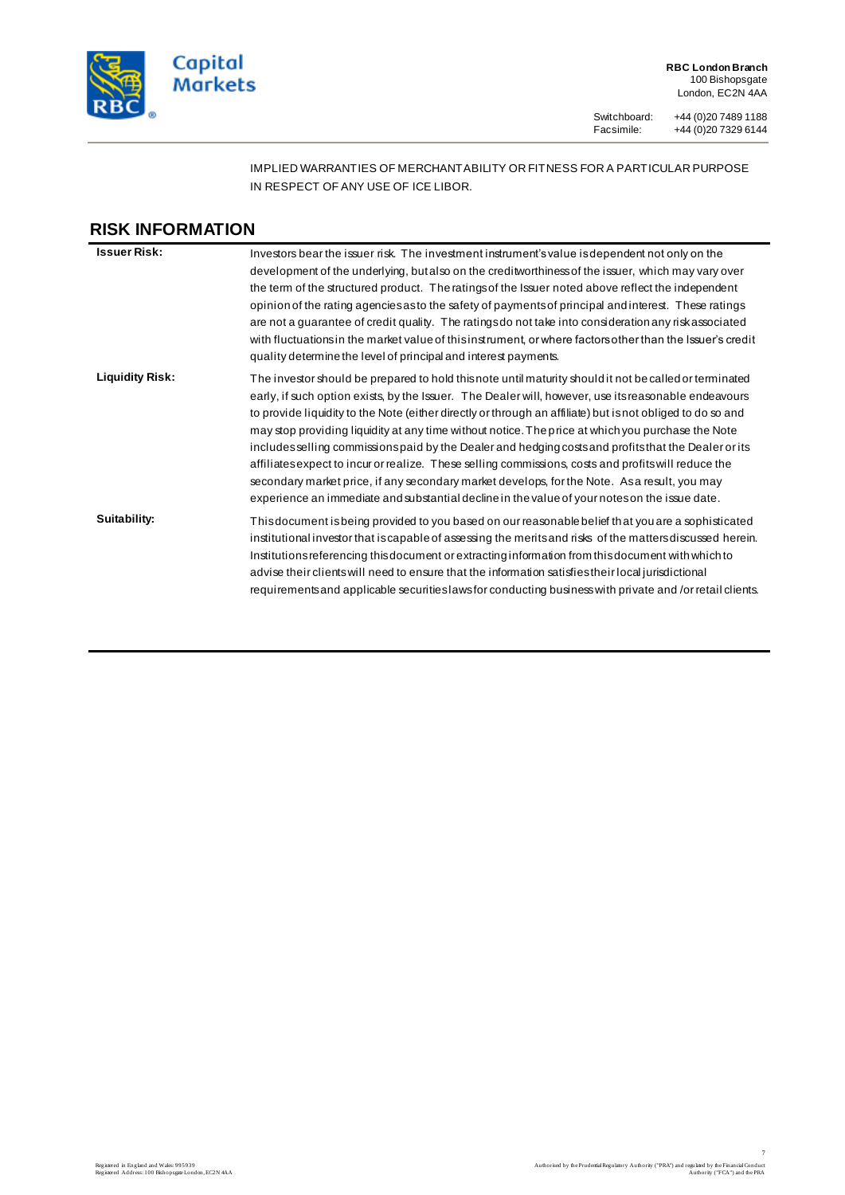IMPLIED WARRANTIES OF MERCHANTABILITY OR FITNESS FOR A PARTICULAR PURPOSE IN RESPECT OF ANY USE OF ICE LIBOR.

## RISK INFORMATION

| | |
|---|---|
| **Issuer Risk:** | Investors bear the issuer risk. The investment instrument's value is dependent not only on the development of the underlying, but also on the creditworthiness of the issuer, which may vary over the term of the structured product. The ratings of the Issuer noted above reflect the independent opinion of the rating agencies as to the safety of payments of principal and interest. These ratings are not a guarantee of credit quality. The ratings do not take into consideration any risk associated with fluctuations in the market value of this instrument, or where factors other than the Issuer's credit quality determine the level of principal and interest payments. |
| **Liquidity Risk:** | The investor should be prepared to hold this note until maturity should it not be called or terminated early, if such option exists, by the Issuer. The Dealer will, however, use its reasonable endeavours to provide liquidity to the Note (either directly or through an affiliate) but is not obliged to do so and may stop providing liquidity at any time without notice. The price at which you purchase the Note includes selling commissions paid by the Dealer and hedging costs and profits that the Dealer or its affiliates expect to incur or realize. These selling commissions, costs and profits will reduce the secondary market price, if any secondary market develops, for the Note. As a result, you may experience an immediate and substantial decline in the value of your notes on the issue date. |
| **Suitability:** | This document is being provided to you based on our reasonable belief that you are a sophisticated institutional investor that is capable of assessing the merits and risks of the matters discussed herein. Institutions referencing this document or extracting information from this document with which to advise their clients will need to ensure that the information satisfies their local jurisdictional requirements and applicable securities laws for conducting business with private and /or retail clients. |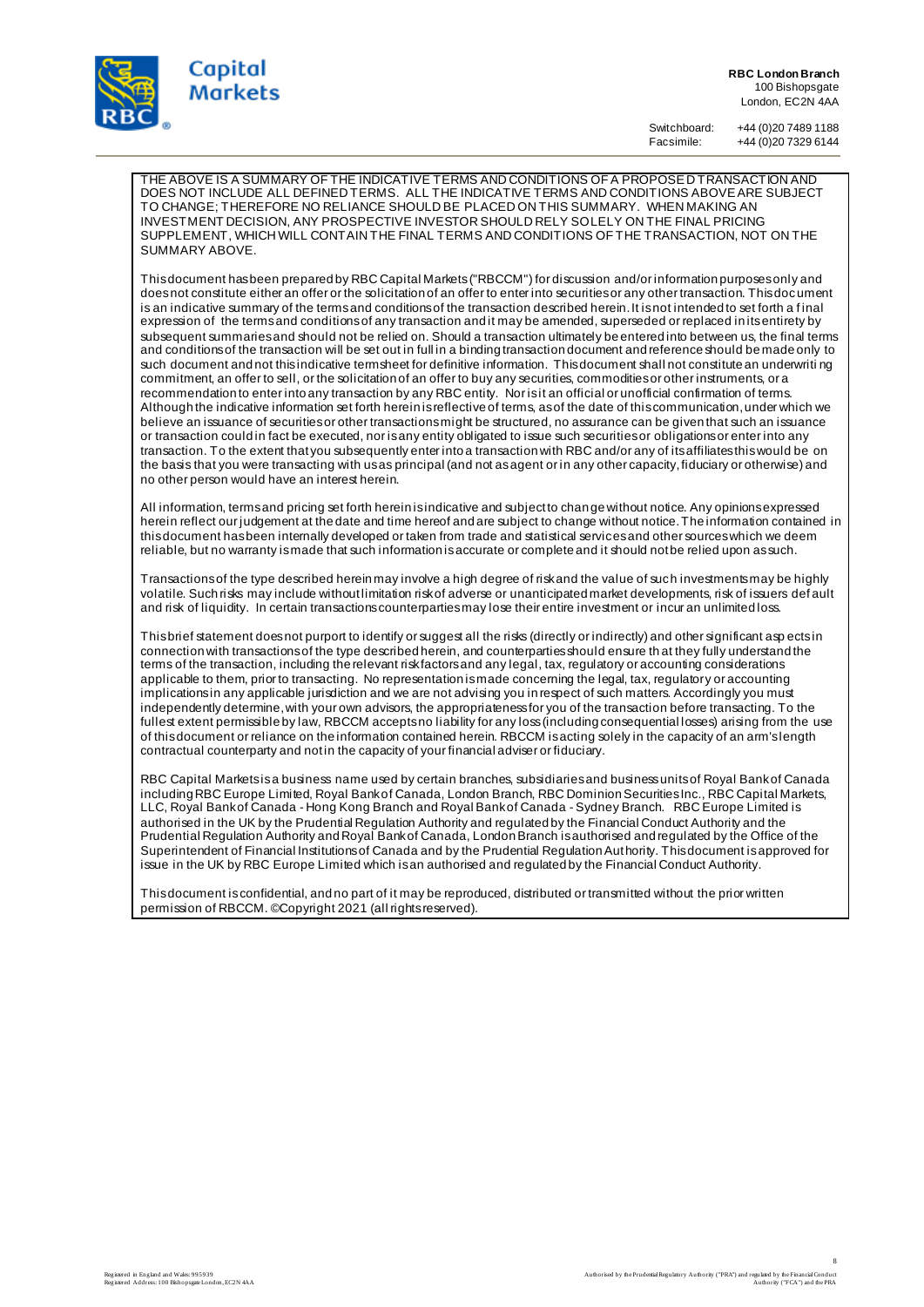THE ABOVE IS A SUMMARY OF THE INDICATIVE TERMS AND CONDITIONS OF A PROPOSED TRANSACTION AND DOES NOT INCLUDE ALL DEFINED TERMS. ALL THE INDICATIVE TERMS AND CONDITIONS ABOVE ARE SUBJECT TO CHANGE; THEREFORE NO RELIANCE SHOULD BE PLACED ON THIS SUMMARY. WHEN MAKING AN INVESTMENT DECISION, ANY PROSPECTIVE INVESTOR SHOULD RELY SOLELY ON THE FINAL PRICING SUPPLEMENT, WHICH WILL CONTAIN THE FINAL TERMS AND CONDITIONS OF THE TRANSACTION, NOT ON THE SUMMARY ABOVE.

This document has been prepared by RBC Capital Markets ("RBCCM") for discussion and/or information purposes only and does not constitute either an offer or the solicitation of an offer to enter into securities or any other transaction. This document is an indicative summary of the terms and conditions of the transaction described herein. It is not intended to set forth a final expression of the terms and conditions of any transaction and it may be amended, superseded or replaced in its entirety by subsequent summaries and should not be relied on. Should a transaction ultimately be entered into between us, the final terms and conditions of the transaction will be set out in full in a binding transaction document and reference should be made only to such document and not this indicative termsheet for definitive information. This document shall not constitute an underwriting commitment, an offer to sell, or the solicitation of an offer to buy any securities, commodities or other instruments, or a recommendation to enter into any transaction by any RBC entity. Nor is it an official or unofficial confirmation of terms. Although the indicative information set forth herein is reflective of terms, as of the date of this communication, under which we believe an issuance of securities or other transactions might be structured, no assurance can be given that such an issuance or transaction could in fact be executed, nor is any entity obligated to issue such securities or obligations or enter into any transaction. To the extent that you subsequently enter into a transaction with RBC and/or any of its affiliates this would be on the basis that you were transacting with us as principal (and not as agent or in any other capacity, fiduciary or otherwise) and no other person would have an interest herein.

All information, terms and pricing set forth herein is indicative and subject to change without notice. Any opinions expressed herein reflect our judgement at the date and time hereof and are subject to change without notice. The information contained in this document has been internally developed or taken from trade and statistical services and other sources which we deem reliable, but no warranty is made that such information is accurate or complete and it should not be relied upon as such.

Transactions of the type described herein may involve a high degree of risk and the value of such investments may be highly volatile. Such risks may include without limitation risk of adverse or unanticipated market developments, risk of issuers default and risk of liquidity. In certain transactions counterparties may lose their entire investment or incur an unlimited loss.

This brief statement does not purport to identify or suggest all the risks (directly or indirectly) and other significant aspects in connection with transactions of the type described herein, and counterparties should ensure that they fully understand the terms of the transaction, including the relevant risk factors and any legal, tax, regulatory or accounting considerations applicable to them, prior to transacting. No representation is made concerning the legal, tax, regulatory or accounting implications in any applicable jurisdiction and we are not advising you in respect of such matters. Accordingly you must independently determine, with your own advisors, the appropriateness for you of the transaction before transacting. To the fullest extent permissible by law, RBCCM accepts no liability for any loss (including consequential losses) arising from the use of this document or reliance on the information contained herein. RBCCM is acting solely in the capacity of an arm's length contractual counterparty and not in the capacity of your financial adviser or fiduciary.

RBC Capital Markets is a business name used by certain branches, subsidiaries and business units of Royal Bank of Canada including RBC Europe Limited, Royal Bank of Canada, London Branch, RBC Dominion Securities Inc., RBC Capital Markets, LLC, Royal Bank of Canada - Hong Kong Branch and Royal Bank of Canada - Sydney Branch. RBC Europe Limited is authorised in the UK by the Prudential Regulation Authority and regulated by the Financial Conduct Authority and the Prudential Regulation Authority and Royal Bank of Canada, London Branch is authorised and regulated by the Office of the Superintendent of Financial Institutions of Canada and by the Prudential Regulation Authority. This document is approved for issue in the UK by RBC Europe Limited which is an authorised and regulated by the Financial Conduct Authority.

This document is confidential, and no part of it may be reproduced, distributed or transmitted without the prior written permission of RBCCM. ©Copyright 2021 (all rights reserved).